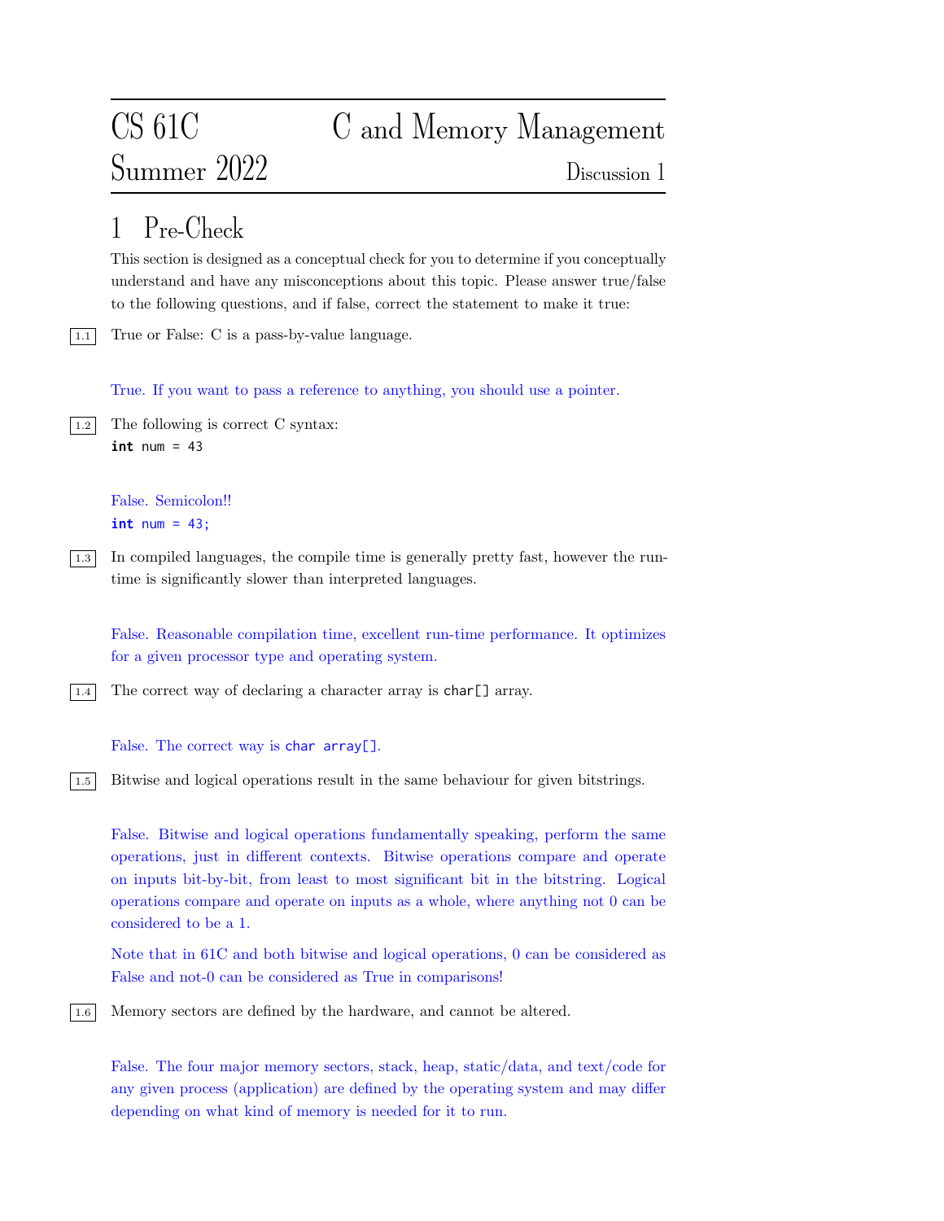# CS 61C Summer 2022 — C and Memory Management

Discussion 1

## 1 Pre-Check

This section is designed as a conceptual check for you to determine if you conceptually understand and have any misconceptions about this topic. Please answer true/false to the following questions, and if false, correct the statement to make it true:

1.1 True or False: C is a pass-by-value language.

True. If you want to pass a reference to anything, you should use a pointer.

1.2 The following is correct C syntax:

```c
int num = 43
```

False. Semicolon!!

```c
int num = 43;
```

1.3 In compiled languages, the compile time is generally pretty fast, however the run-time is significantly slower than interpreted languages.

False. Reasonable compilation time, excellent run-time performance. It optimizes for a given processor type and operating system.

1.4 The correct way of declaring a character array is `char[] array`.

False. The correct way is `char array[]`.

1.5 Bitwise and logical operations result in the same behaviour for given bitstrings.

False. Bitwise and logical operations fundamentally speaking, perform the same operations, just in different contexts. Bitwise operations compare and operate on inputs bit-by-bit, from least to most significant bit in the bitstring. Logical operations compare and operate on inputs as a whole, where anything not 0 can be considered to be a 1.

Note that in 61C and both bitwise and logical operations, 0 can be considered as False and not-0 can be considered as True in comparisons!

1.6 Memory sectors are defined by the hardware, and cannot be altered.

False. The four major memory sectors, stack, heap, static/data, and text/code for any given process (application) are defined by the operating system and may differ depending on what kind of memory is needed for it to run.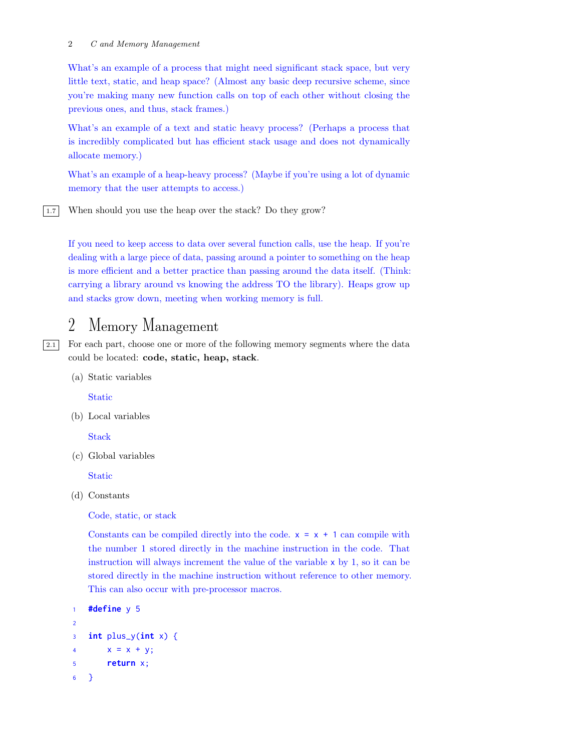What's an example of a process that might need significant stack space, but very little text, static, and heap space? (Almost any basic deep recursive scheme, since you're making many new function calls on top of each other without closing the previous ones, and thus, stack frames.)

What's an example of a text and static heavy process? (Perhaps a process that is incredibly complicated but has efficient stack usage and does not dynamically allocate memory.)

What's an example of a heap-heavy process? (Maybe if you're using a lot of dynamic memory that the user attempts to access.)

1.7 When should you use the heap over the stack? Do they grow?

If you need to keep access to data over several function calls, use the heap. If you're dealing with a large piece of data, passing around a pointer to something on the heap is more efficient and a better practice than passing around the data itself. (Think: carrying a library around vs knowing the address TO the library). Heaps grow up and stacks grow down, meeting when working memory is full.

## 2 Memory Management

2.1 For each part, choose one or more of the following memory segments where the data could be located: **code, static, heap, stack**.

(a) Static variables

Static

(b) Local variables

Stack

(c) Global variables

Static

(d) Constants

Code, static, or stack

Constants can be compiled directly into the code. `x = x + 1` can compile with the number 1 stored directly in the machine instruction in the code. That instruction will always increment the value of the variable `x` by 1, so it can be stored directly in the machine instruction without reference to other memory. This can also occur with pre-processor macros.

```
#define y 5

int plus_y(int x) {
    x = x + y;
    return x;
}
```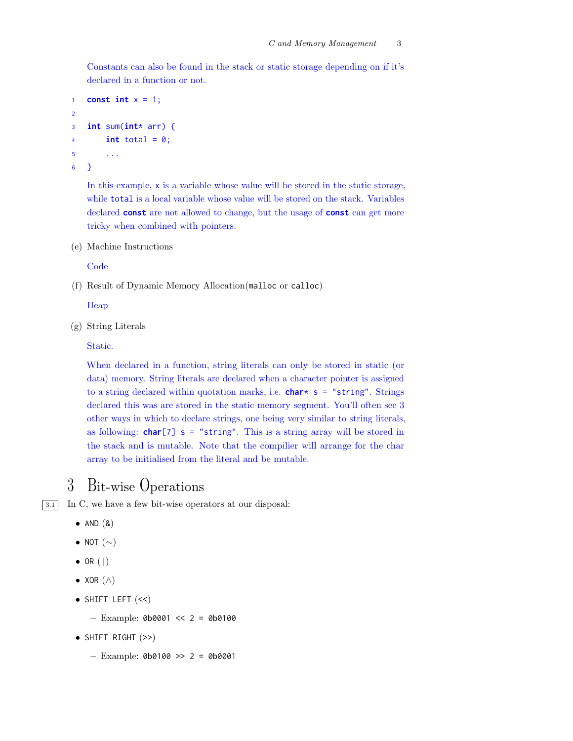Constants can also be found in the stack or static storage depending on if it's declared in a function or not.

```c
const int x = 1;

int sum(int* arr) {
    int total = 0;
    ...
}
```

In this example, `x` is a variable whose value will be stored in the static storage, while `total` is a local variable whose value will be stored on the stack. Variables declared **const** are not allowed to change, but the usage of **const** can get more tricky when combined with pointers.

(e) Machine Instructions

Code

(f) Result of Dynamic Memory Allocation(`malloc` or `calloc`)

Heap

(g) String Literals

Static.

When declared in a function, string literals can only be stored in static (or data) memory. String literals are declared when a character pointer is assigned to a string declared within quotation marks, i.e. `char* s = "string"`. Strings declared this was are stored in the static memory segment. You'll often see 3 other ways in which to declare strings, one being very similar to string literals, as following: `char[7] s = "string"`. This is a string array will be stored in the stack and is mutable. Note that the compilier will arrange for the char array to be initialised from the literal and be mutable.

# 3 Bit-wise Operations

3.1 In C, we have a few bit-wise operators at our disposal:

- AND (&)
- NOT (~)
- OR (|)
- XOR (^)
- SHIFT LEFT (<<)
  - Example: `0b0001 << 2 = 0b0100`
- SHIFT RIGHT (>>)
  - Example: `0b0100 >> 2 = 0b0001`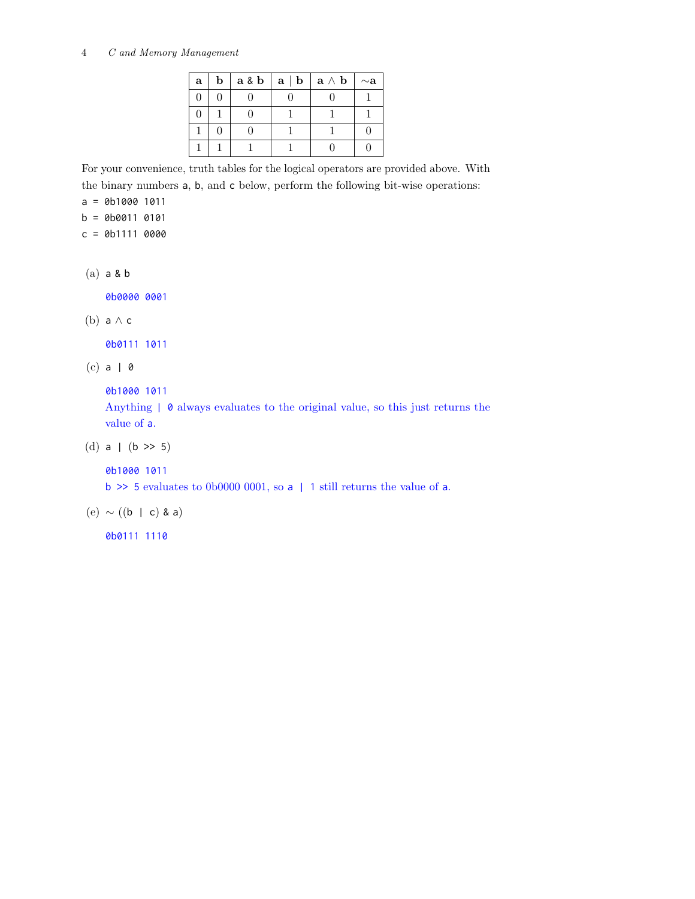| a | b | a & b | a \| b | a ∧ b | ∼a |
|---|---|---|---|---|---|
| 0 | 0 | 0 | 0 | 0 | 1 |
| 0 | 1 | 0 | 1 | 1 | 1 |
| 1 | 0 | 0 | 1 | 1 | 0 |
| 1 | 1 | 1 | 1 | 0 | 0 |

For your convenience, truth tables for the logical operators are provided above. With the binary numbers `a`, `b`, and `c` below, perform the following bit-wise operations:

```
a = 0b1000 1011
b = 0b0011 0101
c = 0b1111 0000
```

(a) `a & b`

`0b0000 0001`

(b) `a ∧ c`

`0b0111 1011`

(c) `a | 0`

`0b1000 1011`

Anything `| 0` always evaluates to the original value, so this just returns the value of `a`.

(d) `a | (b >> 5)`

`0b1000 1011`

`b >> 5` evaluates to 0b0000 0001, so `a | 1` still returns the value of `a`.

(e) ∼ ((`b | c`) & `a`)

`0b0111 1110`